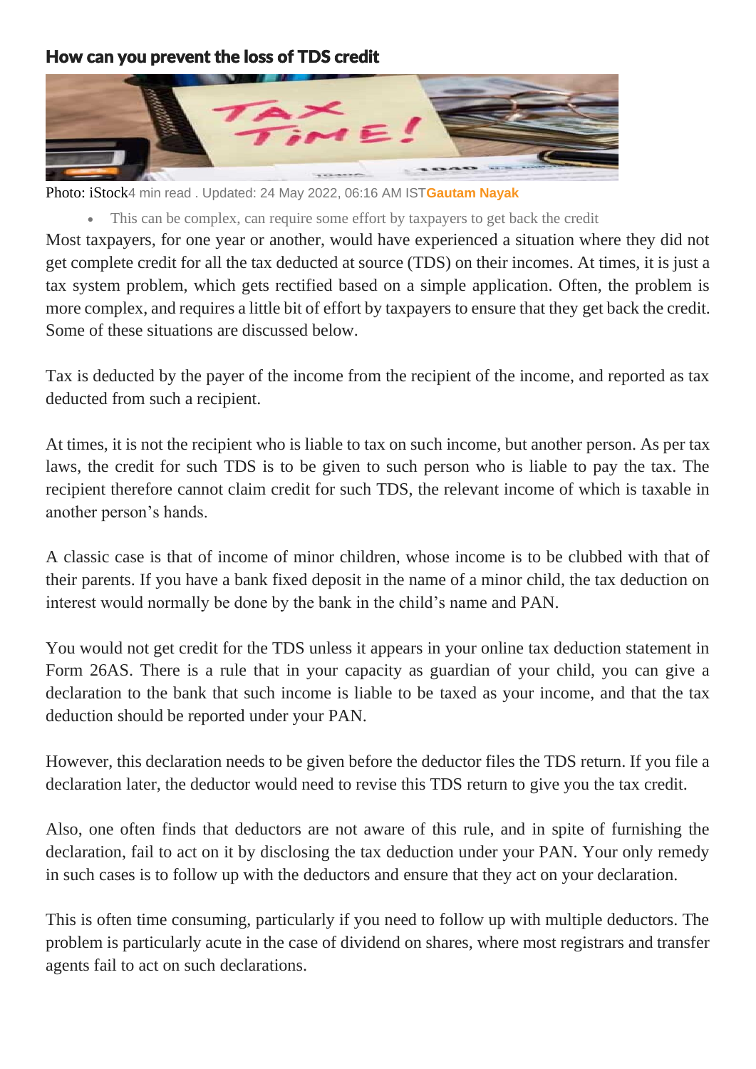## How can you prevent the loss of TDS credit

Photo: iStock4 min read . Updated: 24 May 2022, 06:16 AM IST**Gautam Nayak**

- This can be complex, can require some effort by taxpayers to get back the credit

Most taxpayers, for one year or another, would have experienced a situation where they did not get complete credit for all the tax deducted at source (TDS) on their incomes. At times, it is just a tax system problem, which gets rectified based on a simple application. Often, the problem is more complex, and requires a little bit of effort by taxpayers to ensure that they get back the credit. Some of these situations are discussed below.

Tax is deducted by the payer of the income from the recipient of the income, and reported as tax deducted from such a recipient.

At times, it is not the recipient who is liable to tax on such income, but another person. As per tax laws, the credit for such TDS is to be given to such person who is liable to pay the tax. The recipient therefore cannot claim credit for such TDS, the relevant income of which is taxable in another person's hands.

A classic case is that of income of minor children, whose income is to be clubbed with that of their parents. If you have a bank fixed deposit in the name of a minor child, the tax deduction on interest would normally be done by the bank in the child's name and PAN.

You would not get credit for the TDS unless it appears in your online tax deduction statement in Form 26AS. There is a rule that in your capacity as guardian of your child, you can give a declaration to the bank that such income is liable to be taxed as your income, and that the tax deduction should be reported under your PAN.

However, this declaration needs to be given before the deductor files the TDS return. If you file a declaration later, the deductor would need to revise this TDS return to give you the tax credit.

Also, one often finds that deductors are not aware of this rule, and in spite of furnishing the declaration, fail to act on it by disclosing the tax deduction under your PAN. Your only remedy in such cases is to follow up with the deductors and ensure that they act on your declaration.

This is often time consuming, particularly if you need to follow up with multiple deductors. The problem is particularly acute in the case of dividend on shares, where most registrars and transfer agents fail to act on such declarations.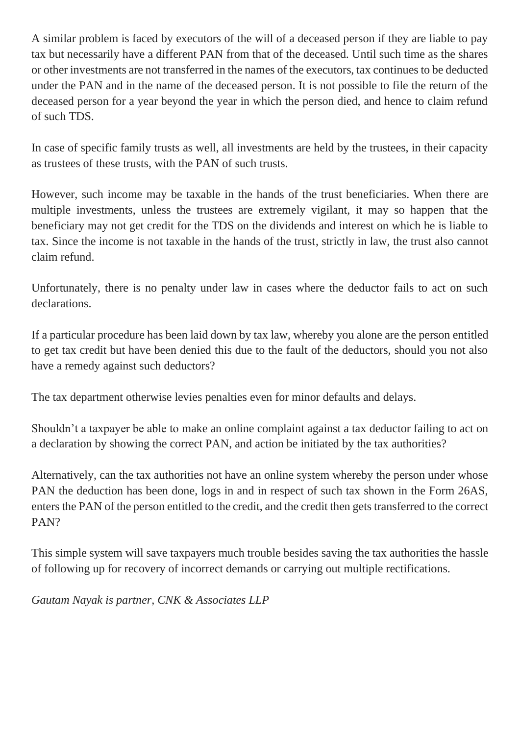A similar problem is faced by executors of the will of a deceased person if they are liable to pay tax but necessarily have a different PAN from that of the deceased. Until such time as the shares or other investments are not transferred in the names of the executors, tax continues to be deducted under the PAN and in the name of the deceased person. It is not possible to file the return of the deceased person for a year beyond the year in which the person died, and hence to claim refund of such TDS.

In case of specific family trusts as well, all investments are held by the trustees, in their capacity as trustees of these trusts, with the PAN of such trusts.

However, such income may be taxable in the hands of the trust beneficiaries. When there are multiple investments, unless the trustees are extremely vigilant, it may so happen that the beneficiary may not get credit for the TDS on the dividends and interest on which he is liable to tax. Since the income is not taxable in the hands of the trust, strictly in law, the trust also cannot claim refund.

Unfortunately, there is no penalty under law in cases where the deductor fails to act on such declarations.

If a particular procedure has been laid down by tax law, whereby you alone are the person entitled to get tax credit but have been denied this due to the fault of the deductors, should you not also have a remedy against such deductors?

The tax department otherwise levies penalties even for minor defaults and delays.

Shouldn't a taxpayer be able to make an online complaint against a tax deductor failing to act on a declaration by showing the correct PAN, and action be initiated by the tax authorities?

Alternatively, can the tax authorities not have an online system whereby the person under whose PAN the deduction has been done, logs in and in respect of such tax shown in the Form 26AS, enters the PAN of the person entitled to the credit, and the credit then gets transferred to the correct PAN?

This simple system will save taxpayers much trouble besides saving the tax authorities the hassle of following up for recovery of incorrect demands or carrying out multiple rectifications.

*Gautam Nayak is partner, CNK & Associates LLP*